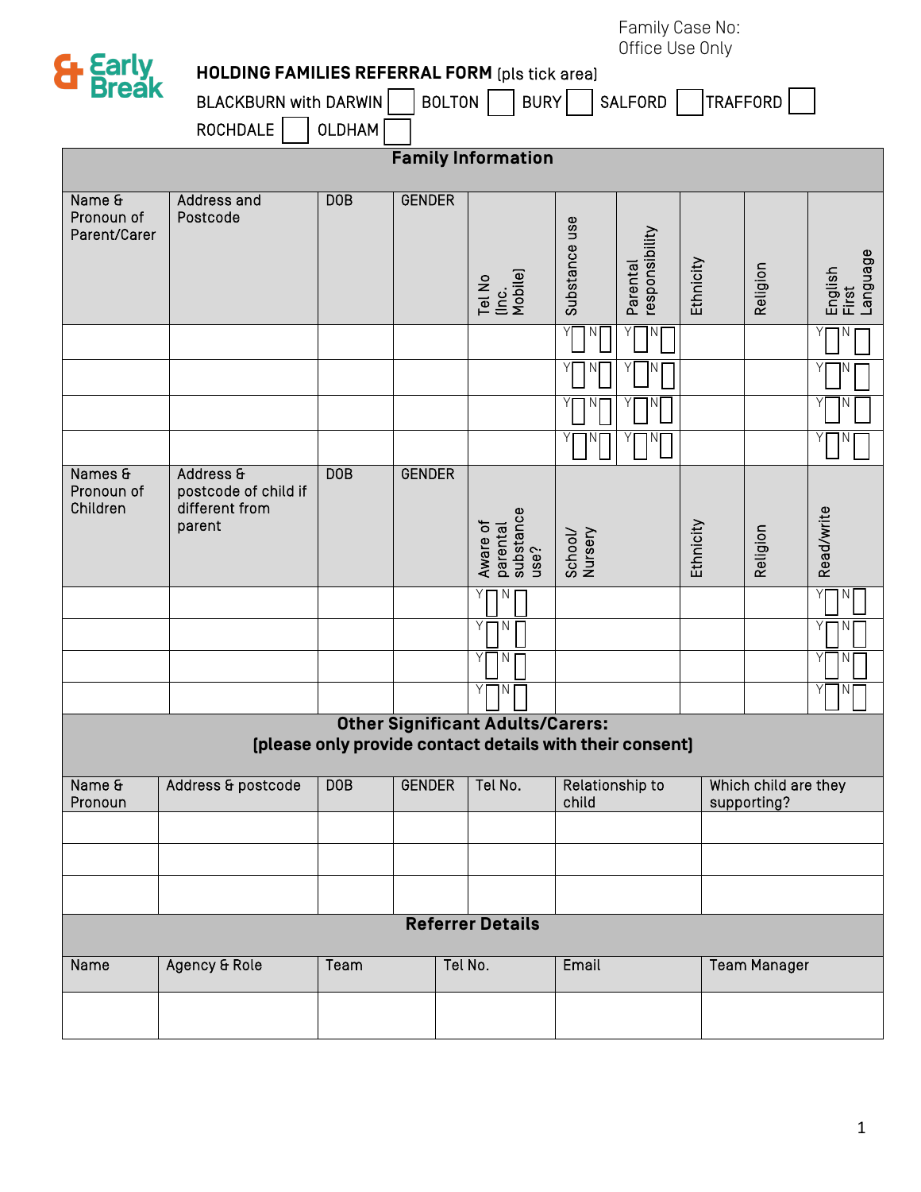Family Case No:
Office Use Only

Early Break

**HOLDING FAMILIES REFERRAL FORM** (pls tick area)

BLACKBURN with DARWIN ☐ BOLTON ☐ BURY ☐ SALFORD ☐ TRAFFORD ☐
ROCHDALE ☐ OLDHAM ☐

## Family Information

| Name & Pronoun of Parent/Carer | Address and Postcode | DOB | GENDER | Tel No (Inc. Mobile) | Substance use | Parental responsibility | Ethnicity | Religion | English First Language |
|---|---|---|---|---|---|---|---|---|---|
| | | | | | Y ☐ N ☐ | Y ☐ N ☐ | | | Y ☐ N ☐ |
| | | | | | Y ☐ N ☐ | Y ☐ N ☐ | | | Y ☐ N ☐ |
| | | | | | Y ☐ N ☐ | Y ☐ N ☐ | | | Y ☐ N ☐ |
| | | | | | Y ☐ N ☐ | Y ☐ N ☐ | | | Y ☐ N ☐ |

| Names & Pronoun of Children | Address & postcode of child if different from parent | DOB | GENDER | Aware of parental substance use? | School/ Nursery | Ethnicity | Religion | Read/write |
|---|---|---|---|---|---|---|---|---|
| | | | | Y ☐ N ☐ | | | | Y ☐ N ☐ |
| | | | | Y ☐ N ☐ | | | | Y ☐ N ☐ |
| | | | | Y ☐ N ☐ | | | | Y ☐ N ☐ |
| | | | | Y ☐ N ☐ | | | | Y ☐ N ☐ |

## Other Significant Adults/Carers:
**(please only provide contact details with their consent)**

| Name & Pronoun | Address & postcode | DOB | GENDER | Tel No. | Relationship to child | Which child are they supporting? |
|---|---|---|---|---|---|---|
| | | | | | | |
| | | | | | | |
| | | | | | | |

## Referrer Details

| Name | Agency & Role | Team | Tel No. | Email | Team Manager |
|---|---|---|---|---|---|
| | | | | | |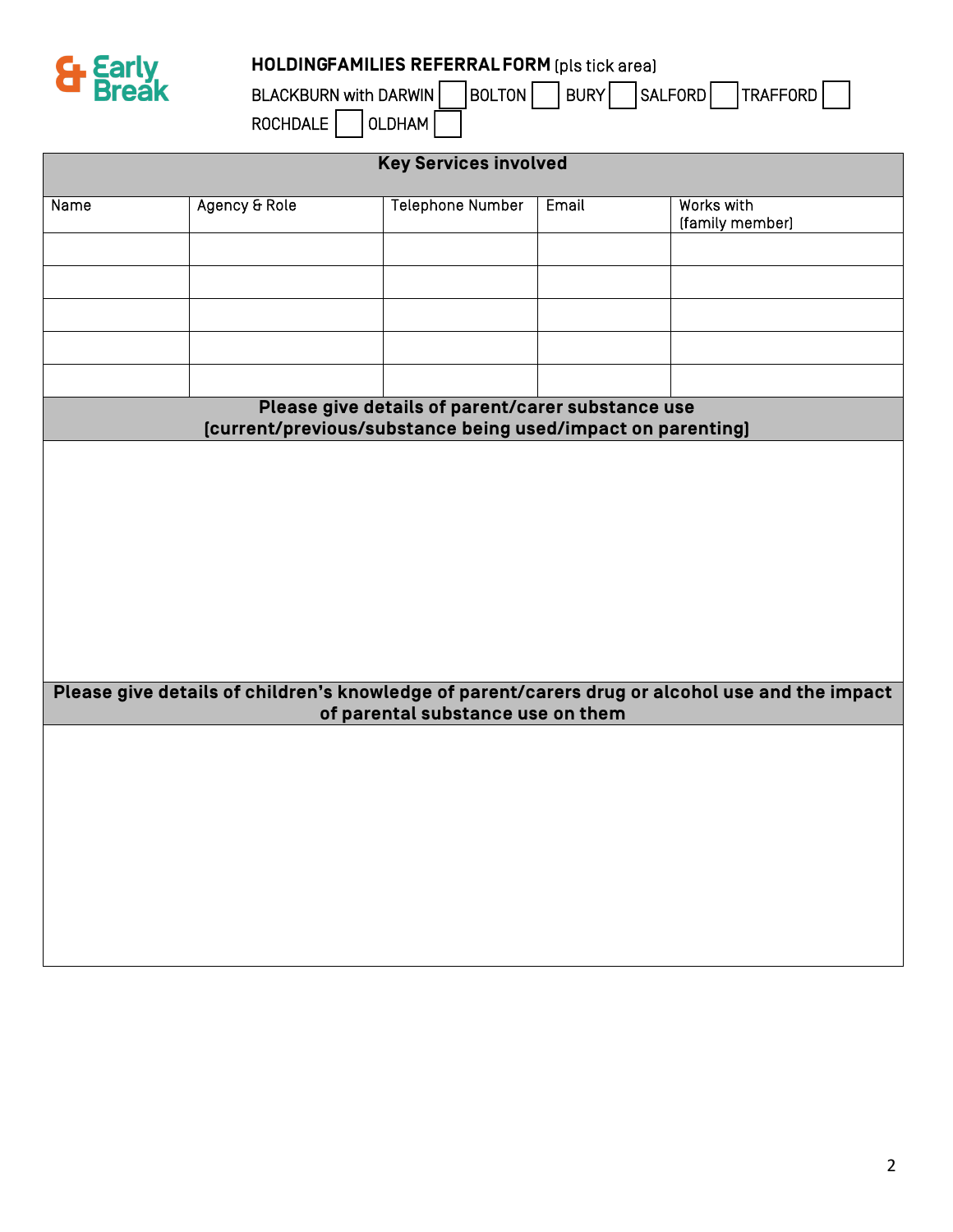**HOLDINGFAMILIES REFERRAL FORM** (pls tick area)

BLACKBURN with DARWIN ☐ BOLTON ☐ BURY ☐ SALFORD ☐ TRAFFORD ☐

ROCHDALE ☐ OLDHAM ☐

| **Key Services involved** | | | | |
|---|---|---|---|---|
| Name | Agency & Role | Telephone Number | Email | Works with (family member) |
| | | | | |
| | | | | |
| | | | | |
| | | | | |
| | | | | |

**Please give details of parent/carer substance use (current/previous/substance being used/impact on parenting)**

**Please give details of children's knowledge of parent/carers drug or alcohol use and the impact of parental substance use on them**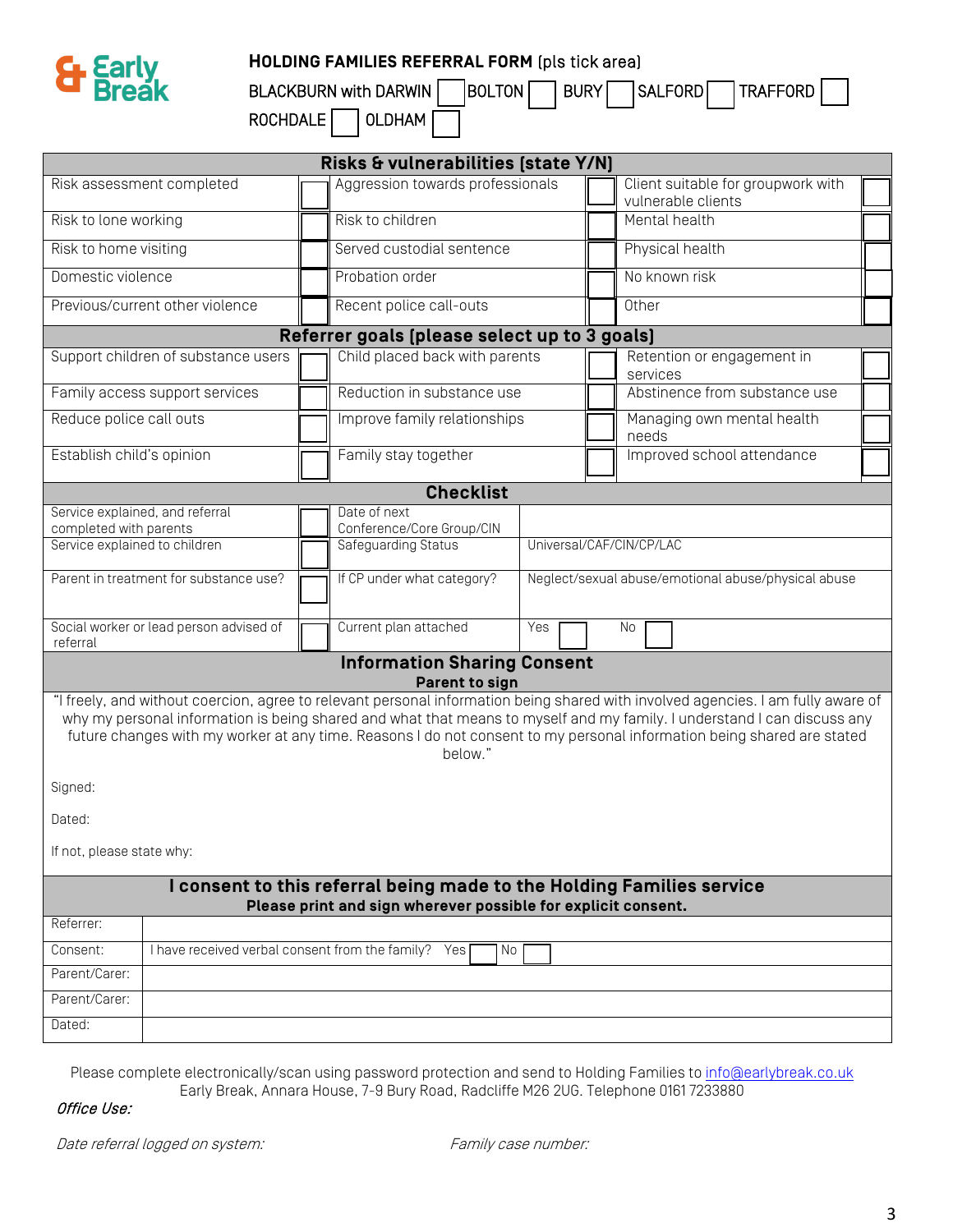Early Break

## HOLDING FAMILIES REFERRAL FORM (pls tick area)

BLACKBURN with DARWIN ☐ BOLTON ☐ BURY ☐ SALFORD ☐ TRAFFORD ☐

ROCHDALE ☐ OLDHAM ☐

| Risks & vulnerabilities (state Y/N) | | | | | |
|---|---|---|---|---|---|
| Risk assessment completed | | Aggression towards professionals | | Client suitable for groupwork with vulnerable clients | |
| Risk to lone working | | Risk to children | | Mental health | |
| Risk to home visiting | | Served custodial sentence | | Physical health | |
| Domestic violence | | Probation order | | No known risk | |
| Previous/current other violence | | Recent police call-outs | | Other | |
| **Referrer goals (please select up to 3 goals)** | | | | | |
| Support children of substance users | | Child placed back with parents | | Retention or engagement in services | |
| Family access support services | | Reduction in substance use | | Abstinence from substance use | |
| Reduce police call outs | | Improve family relationships | | Managing own mental health needs | |
| Establish child's opinion | | Family stay together | | Improved school attendance | |
| **Checklist** | | | | | |
| Service explained, and referral completed with parents | | Date of next Conference/Core Group/CIN | | | |
| Service explained to children | | Safeguarding Status | Universal/CAF/CIN/CP/LAC | | |
| Parent in treatment for substance use? | | If CP under what category? | Neglect/sexual abuse/emotional abuse/physical abuse | | |
| Social worker or lead person advised of referral | | Current plan attached | Yes ☐ | No ☐ | |

### Information Sharing Consent
**Parent to sign**

"I freely, and without coercion, agree to relevant personal information being shared with involved agencies. I am fully aware of why my personal information is being shared and what that means to myself and my family. I understand I can discuss any future changes with my worker at any time. Reasons I do not consent to my personal information being shared are stated below."

Signed:

Dated:

If not, please state why:

### I consent to this referral being made to the Holding Families service
**Please print and sign wherever possible for explicit consent.**

| | |
|---|---|
| Referrer: | |
| Consent: | I have received verbal consent from the family? Yes ☐ No ☐ |
| Parent/Carer: | |
| Parent/Carer: | |
| Dated: | |

Please complete electronically/scan using password protection and send to Holding Families to info@earlybreak.co.uk
Early Break, Annara House, 7-9 Bury Road, Radcliffe M26 2UG. Telephone 0161 7233880

*Office Use:*

*Date referral logged on system:* *Family case number:*